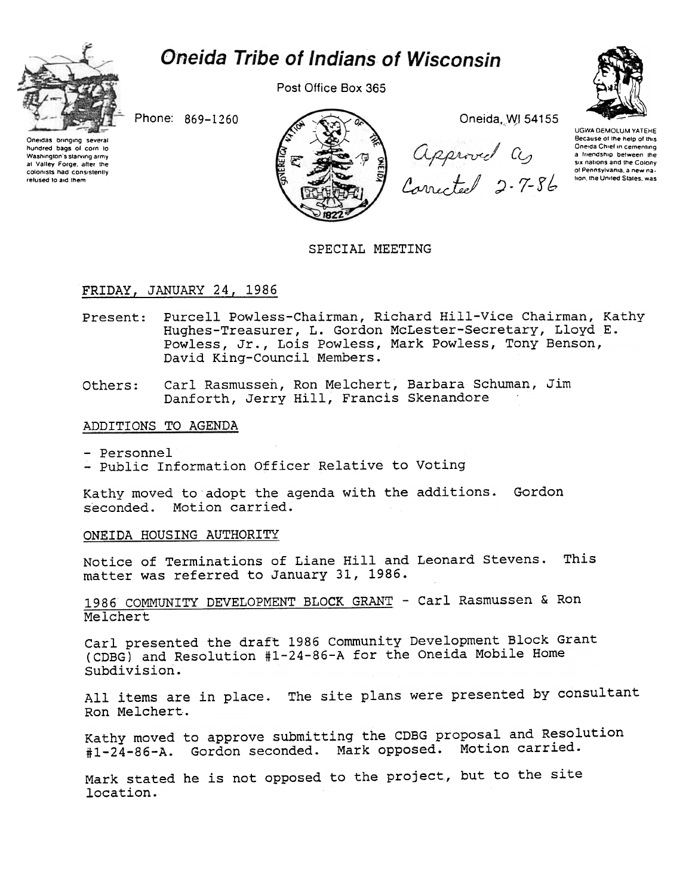# Oneida Tribe of Indians of Wisconsin

Post Office Box 365

Phone: 869-1260

Oneida, WI 54155

Oneidas bringing several hundred bags of corn to Washington's starving army at Valley Forge, after the colonists had consistently refused to aid them

UGWA DEMOLUM YATEHE
Because of the help of this Oneida Chief in cementing a friendship between the six nations and the Colony of Pennsylvania, a new nation, the United States, was

Approved as Corrected 2-7-86

SPECIAL MEETING

FRIDAY, JANUARY 24, 1986

Present: Purcell Powless-Chairman, Richard Hill-Vice Chairman, Kathy Hughes-Treasurer, L. Gordon McLester-Secretary, Lloyd E. Powless, Jr., Lois Powless, Mark Powless, Tony Benson, David King-Council Members.

Others: Carl Rasmussen, Ron Melchert, Barbara Schuman, Jim Danforth, Jerry Hill, Francis Skenandore

## ADDITIONS TO AGENDA

- Personnel
- Public Information Officer Relative to Voting

Kathy moved to adopt the agenda with the additions. Gordon seconded. Motion carried.

## ONEIDA HOUSING AUTHORITY

Notice of Terminations of Liane Hill and Leonard Stevens. This matter was referred to January 31, 1986.

## 1986 COMMUNITY DEVELOPMENT BLOCK GRANT - Carl Rasmussen & Ron Melchert

Carl presented the draft 1986 Community Development Block Grant (CDBG) and Resolution #1-24-86-A for the Oneida Mobile Home Subdivision.

All items are in place. The site plans were presented by consultant Ron Melchert.

Kathy moved to approve submitting the CDBG proposal and Resolution #1-24-86-A. Gordon seconded. Mark opposed. Motion carried.

Mark stated he is not opposed to the project, but to the site location.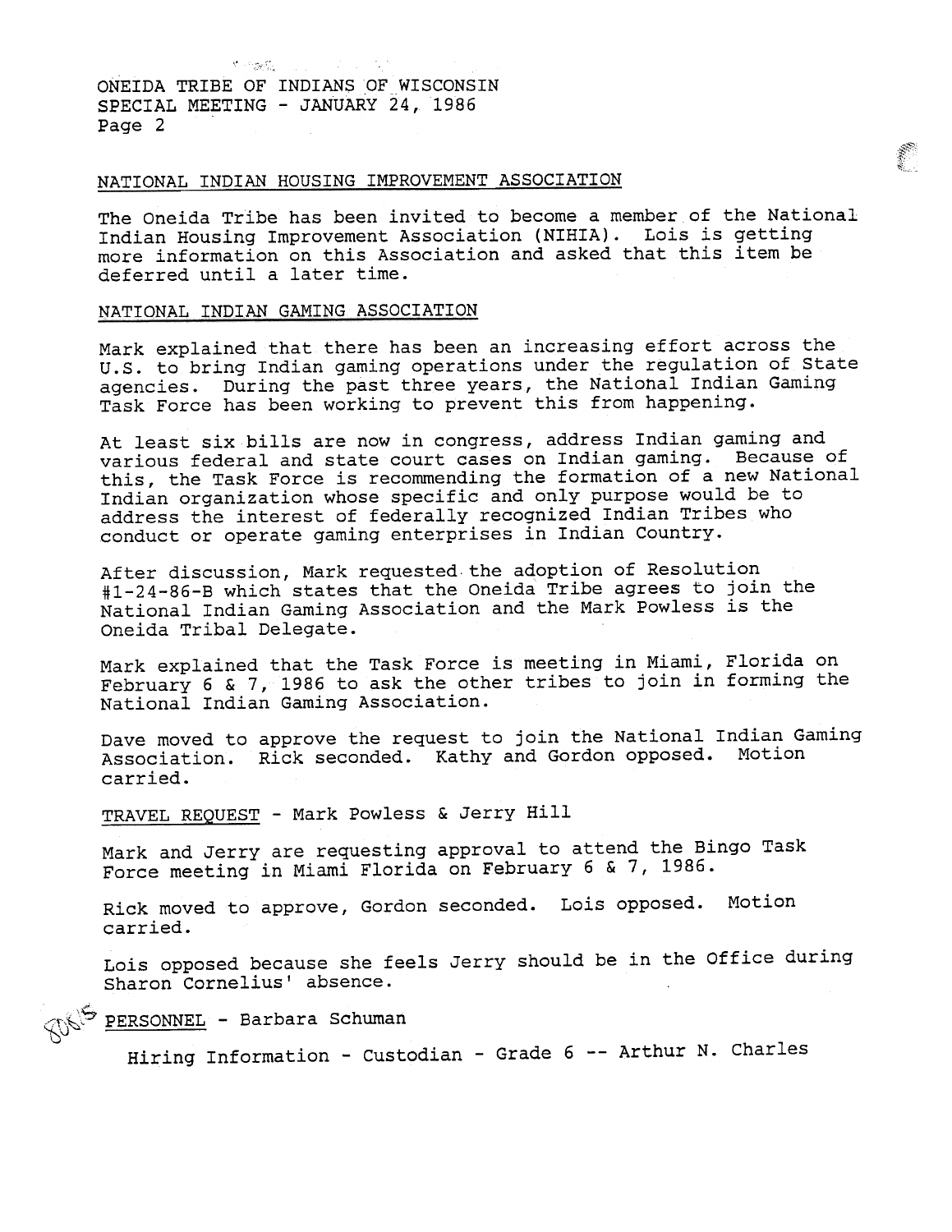ONEIDA TRIBE OF INDIANS OF WISCONSIN
SPECIAL MEETING - JANUARY 24, 1986
Page 2

## NATIONAL INDIAN HOUSING IMPROVEMENT ASSOCIATION

The Oneida Tribe has been invited to become a member of the National Indian Housing Improvement Association (NIHIA). Lois is getting more information on this Association and asked that this item be deferred until a later time.

## NATIONAL INDIAN GAMING ASSOCIATION

Mark explained that there has been an increasing effort across the U.S. to bring Indian gaming operations under the regulation of State agencies. During the past three years, the National Indian Gaming Task Force has been working to prevent this from happening.

At least six bills are now in congress, address Indian gaming and various federal and state court cases on Indian gaming. Because of this, the Task Force is recommending the formation of a new National Indian organization whose specific and only purpose would be to address the interest of federally recognized Indian Tribes who conduct or operate gaming enterprises in Indian Country.

After discussion, Mark requested the adoption of Resolution #1-24-86-B which states that the Oneida Tribe agrees to join the National Indian Gaming Association and the Mark Powless is the Oneida Tribal Delegate.

Mark explained that the Task Force is meeting in Miami, Florida on February 6 & 7, 1986 to ask the other tribes to join in forming the National Indian Gaming Association.

Dave moved to approve the request to join the National Indian Gaming Association. Rick seconded. Kathy and Gordon opposed. Motion carried.

## TRAVEL REQUEST - Mark Powless & Jerry Hill

Mark and Jerry are requesting approval to attend the Bingo Task Force meeting in Miami Florida on February 6 & 7, 1986.

Rick moved to approve, Gordon seconded. Lois opposed. Motion carried.

Lois opposed because she feels Jerry should be in the Office during Sharon Cornelius' absence.

## PERSONNEL - Barbara Schuman

Hiring Information - Custodian - Grade 6 -- Arthur N. Charles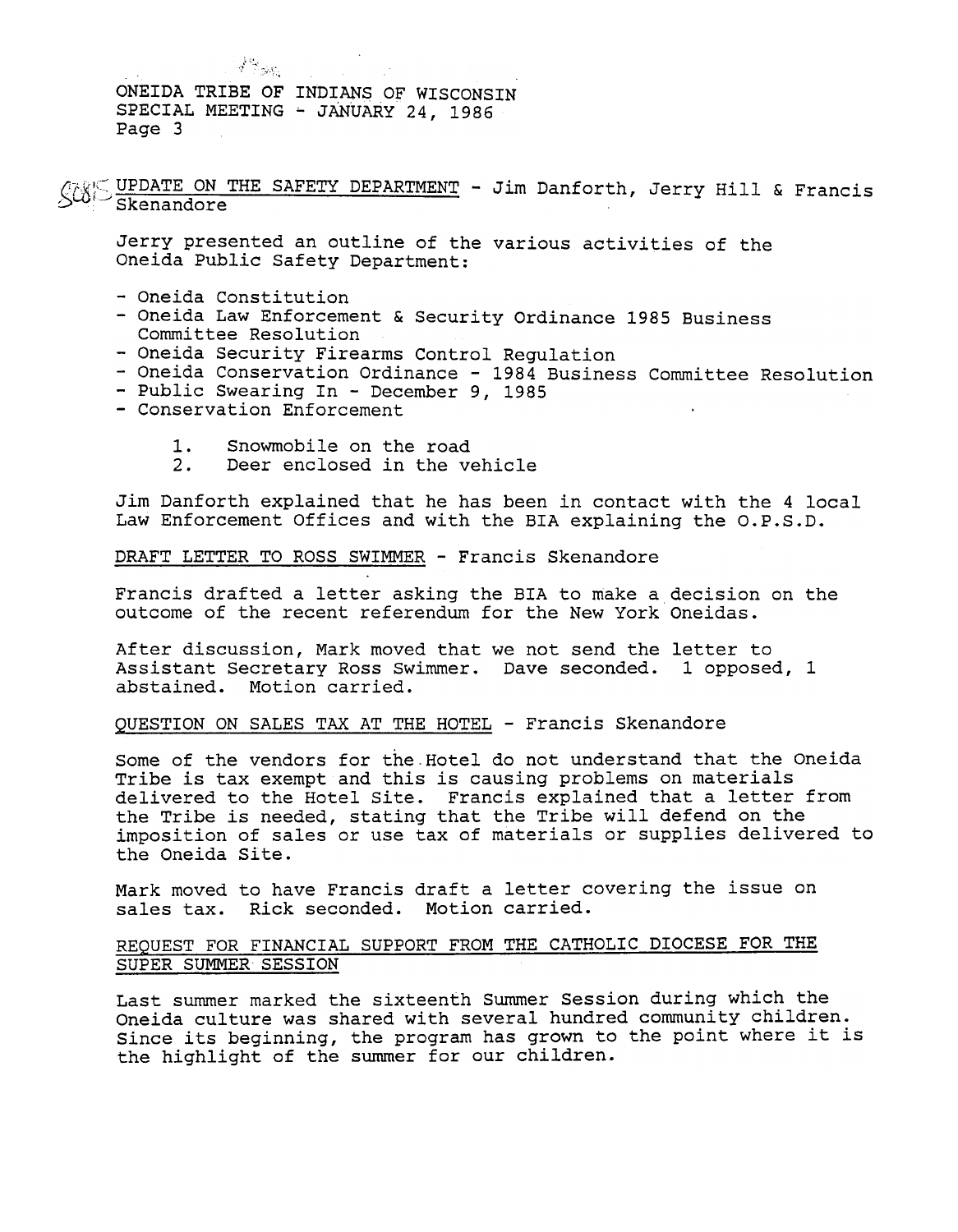ONEIDA TRIBE OF INDIANS OF WISCONSIN
SPECIAL MEETING - JANUARY 24, 1986

UPDATE ON THE SAFETY DEPARTMENT - Jim Danforth, Jerry Hill & Francis Skenandore

Jerry presented an outline of the various activities of the Oneida Public Safety Department:

- Oneida Constitution
- Oneida Law Enforcement & Security Ordinance 1985 Business Committee Resolution
- Oneida Security Firearms Control Regulation
- Oneida Conservation Ordinance - 1984 Business Committee Resolution
- Public Swearing In - December 9, 1985
- Conservation Enforcement

    1. Snowmobile on the road
    2. Deer enclosed in the vehicle

Jim Danforth explained that he has been in contact with the 4 local Law Enforcement Offices and with the BIA explaining the O.P.S.D.

DRAFT LETTER TO ROSS SWIMMER - Francis Skenandore

Francis drafted a letter asking the BIA to make a decision on the outcome of the recent referendum for the New York Oneidas.

After discussion, Mark moved that we not send the letter to Assistant Secretary Ross Swimmer. Dave seconded. 1 opposed, 1 abstained. Motion carried.

QUESTION ON SALES TAX AT THE HOTEL - Francis Skenandore

Some of the vendors for the Hotel do not understand that the Oneida Tribe is tax exempt and this is causing problems on materials delivered to the Hotel Site. Francis explained that a letter from the Tribe is needed, stating that the Tribe will defend on the imposition of sales or use tax of materials or supplies delivered to the Oneida Site.

Mark moved to have Francis draft a letter covering the issue on sales tax. Rick seconded. Motion carried.

REQUEST FOR FINANCIAL SUPPORT FROM THE CATHOLIC DIOCESE FOR THE SUPER SUMMER SESSION

Last summer marked the sixteenth Summer Session during which the Oneida culture was shared with several hundred community children. Since its beginning, the program has grown to the point where it is the highlight of the summer for our children.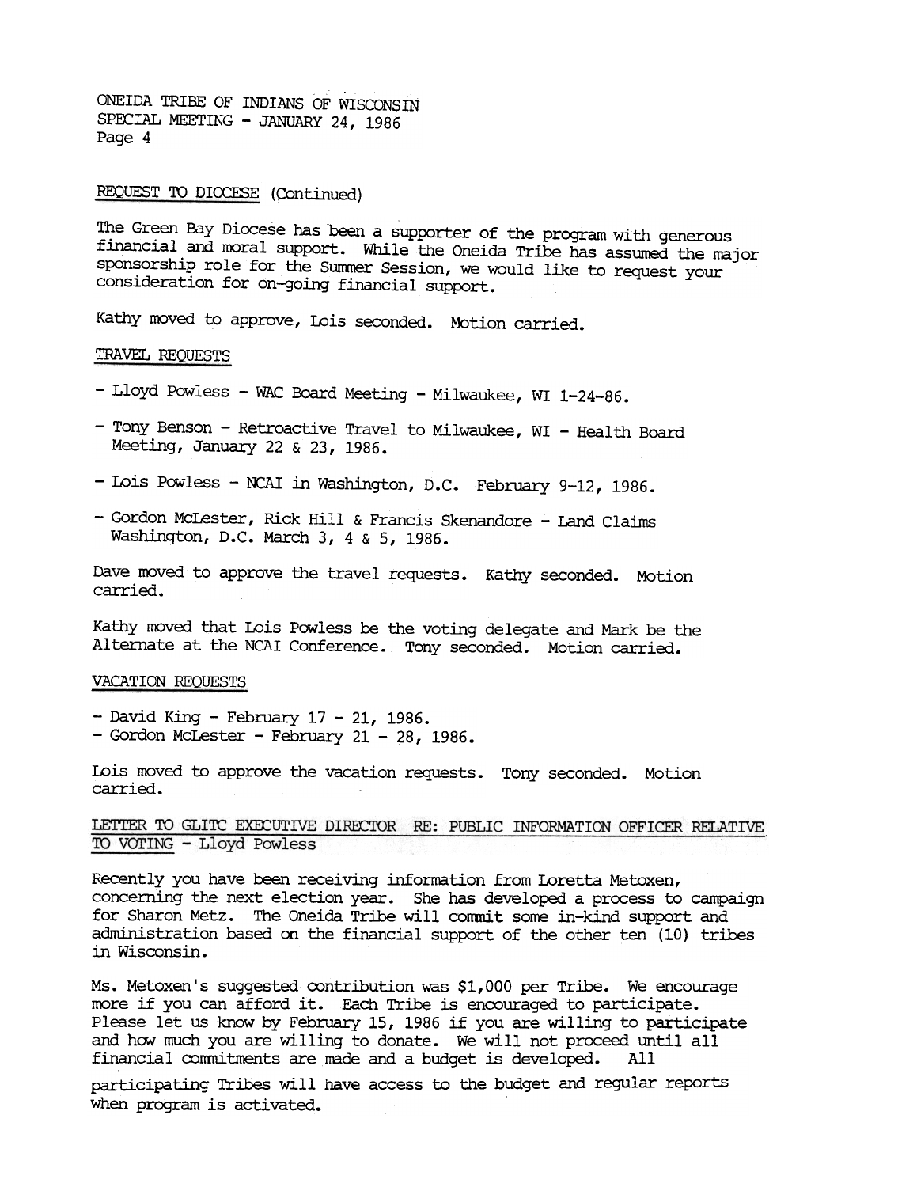## REQUEST TO DIOCESE (Continued)

The Green Bay Diocese has been a supporter of the program with generous financial and moral support. While the Oneida Tribe has assumed the major sponsorship role for the Summer Session, we would like to request your consideration for on-going financial support.

Kathy moved to approve, Lois seconded. Motion carried.

## TRAVEL REQUESTS

- Lloyd Powless - WAC Board Meeting - Milwaukee, WI 1-24-86.
- Tony Benson - Retroactive Travel to Milwaukee, WI - Health Board Meeting, January 22 & 23, 1986.
- Lois Powless - NCAI in Washington, D.C. February 9-12, 1986.
- Gordon McLester, Rick Hill & Francis Skenandore - Land Claims Washington, D.C. March 3, 4 & 5, 1986.

Dave moved to approve the travel requests. Kathy seconded. Motion carried.

Kathy moved that Lois Powless be the voting delegate and Mark be the Alternate at the NCAI Conference. Tony seconded. Motion carried.

## VACATION REQUESTS

- David King - February 17 - 21, 1986.
- Gordon McLester - February 21 - 28, 1986.

Lois moved to approve the vacation requests. Tony seconded. Motion carried.

## LETTER TO GLITC EXECUTIVE DIRECTOR RE: PUBLIC INFORMATION OFFICER RELATIVE TO VOTING - Lloyd Powless

Recently you have been receiving information from Loretta Metoxen, concerning the next election year. She has developed a process to campaign for Sharon Metz. The Oneida Tribe will commit some in-kind support and administration based on the financial support of the other ten (10) tribes in Wisconsin.

Ms. Metoxen's suggested contribution was $1,000 per Tribe. We encourage more if you can afford it. Each Tribe is encouraged to participate. Please let us know by February 15, 1986 if you are willing to participate and how much you are willing to donate. We will not proceed until all financial commitments are made and a budget is developed. All participating Tribes will have access to the budget and regular reports when program is activated.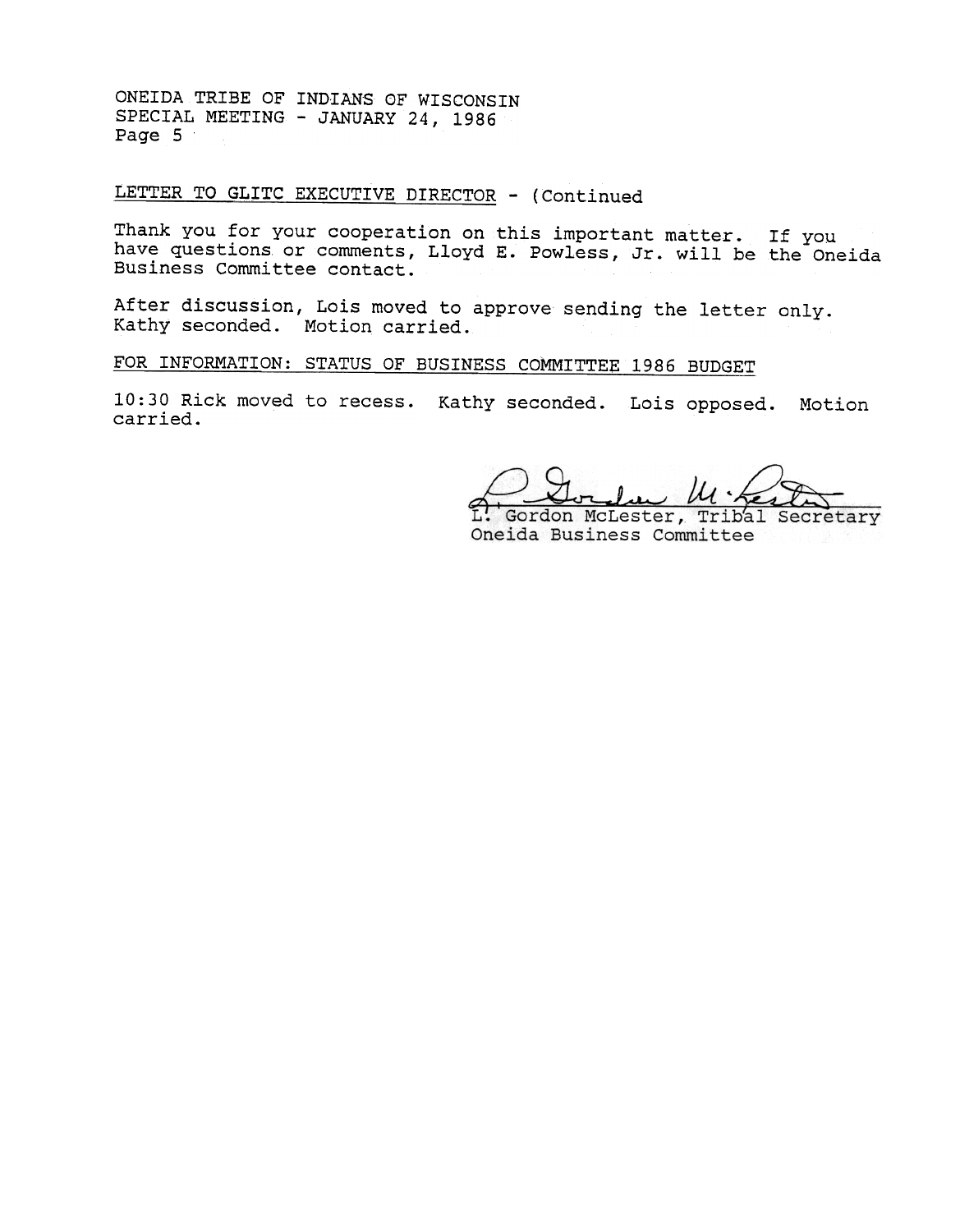LETTER TO GLITC EXECUTIVE DIRECTOR - (Continued

Thank you for your cooperation on this important matter. If you have questions or comments, Lloyd E. Powless, Jr. will be the Oneida Business Committee contact.

After discussion, Lois moved to approve sending the letter only. Kathy seconded. Motion carried.

FOR INFORMATION: STATUS OF BUSINESS COMMITTEE 1986 BUDGET

10:30 Rick moved to recess. Kathy seconded. Lois opposed. Motion carried.

L. Gordon McLester, Tribal Secretary
Oneida Business Committee